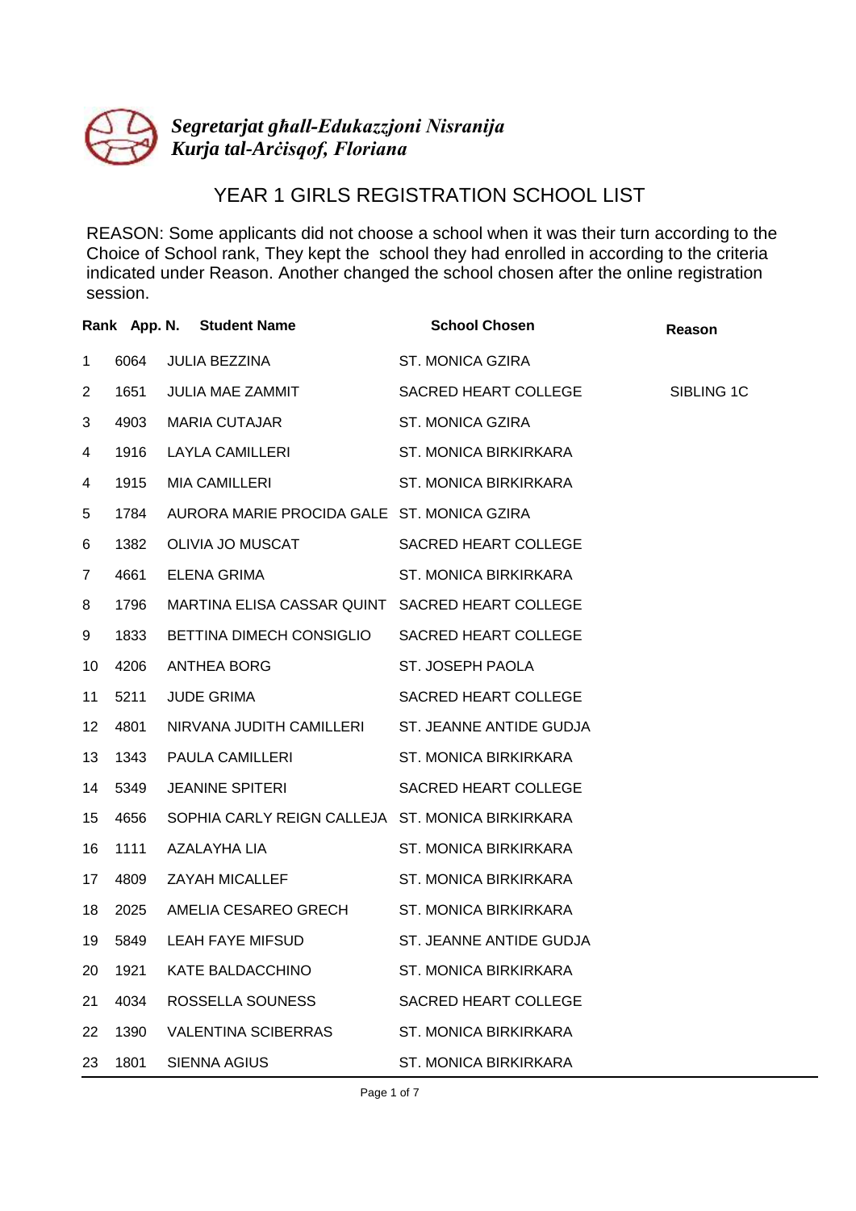*Segretarjat għall-Edukazzjoni Nisranija*
*Kurja tal-Arċisqof, Floriana*

# YEAR 1 GIRLS REGISTRATION SCHOOL LIST

REASON: Some applicants did not choose a school when it was their turn according to the Choice of School rank, They kept the school they had enrolled in according to the criteria indicated under Reason. Another changed the school chosen after the online registration session.

| Rank | App. N. | Student Name | School Chosen | Reason |
|---|---|---|---|---|
| 1 | 6064 | JULIA BEZZINA | ST. MONICA GZIRA | |
| 2 | 1651 | JULIA MAE ZAMMIT | SACRED HEART COLLEGE | SIBLING 1C |
| 3 | 4903 | MARIA CUTAJAR | ST. MONICA GZIRA | |
| 4 | 1916 | LAYLA CAMILLERI | ST. MONICA BIRKIRKARA | |
| 4 | 1915 | MIA CAMILLERI | ST. MONICA BIRKIRKARA | |
| 5 | 1784 | AURORA MARIE PROCIDA GALE | ST. MONICA GZIRA | |
| 6 | 1382 | OLIVIA JO MUSCAT | SACRED HEART COLLEGE | |
| 7 | 4661 | ELENA GRIMA | ST. MONICA BIRKIRKARA | |
| 8 | 1796 | MARTINA ELISA CASSAR QUINT | SACRED HEART COLLEGE | |
| 9 | 1833 | BETTINA DIMECH CONSIGLIO | SACRED HEART COLLEGE | |
| 10 | 4206 | ANTHEA BORG | ST. JOSEPH PAOLA | |
| 11 | 5211 | JUDE GRIMA | SACRED HEART COLLEGE | |
| 12 | 4801 | NIRVANA JUDITH CAMILLERI | ST. JEANNE ANTIDE GUDJA | |
| 13 | 1343 | PAULA CAMILLERI | ST. MONICA BIRKIRKARA | |
| 14 | 5349 | JEANINE SPITERI | SACRED HEART COLLEGE | |
| 15 | 4656 | SOPHIA CARLY REIGN CALLEJA | ST. MONICA BIRKIRKARA | |
| 16 | 1111 | AZALAYHA LIA | ST. MONICA BIRKIRKARA | |
| 17 | 4809 | ZAYAH MICALLEF | ST. MONICA BIRKIRKARA | |
| 18 | 2025 | AMELIA CESAREO GRECH | ST. MONICA BIRKIRKARA | |
| 19 | 5849 | LEAH FAYE MIFSUD | ST. JEANNE ANTIDE GUDJA | |
| 20 | 1921 | KATE BALDACCHINO | ST. MONICA BIRKIRKARA | |
| 21 | 4034 | ROSSELLA SOUNESS | SACRED HEART COLLEGE | |
| 22 | 1390 | VALENTINA SCIBERRAS | ST. MONICA BIRKIRKARA | |
| 23 | 1801 | SIENNA AGIUS | ST. MONICA BIRKIRKARA | |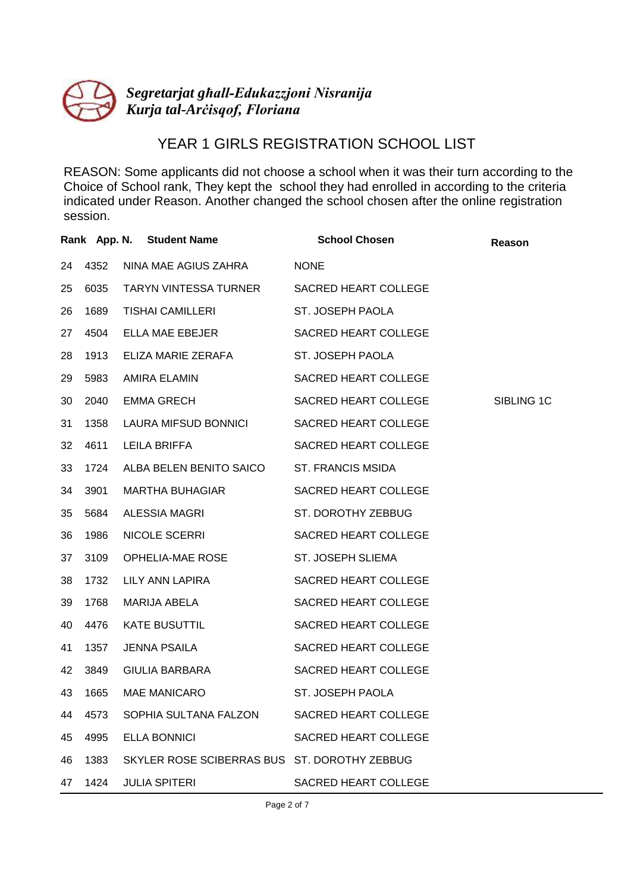*Segretarjat għall-Edukazzjoni Nisranija*
*Kurja tal-Arċisqof, Floriana*

# YEAR 1 GIRLS REGISTRATION SCHOOL LIST

REASON: Some applicants did not choose a school when it was their turn according to the Choice of School rank, They kept the school they had enrolled in according to the criteria indicated under Reason. Another changed the school chosen after the online registration session.

| Rank | App. N. | Student Name | School Chosen | Reason |
|---|---|---|---|---|
| 24 | 4352 | NINA MAE AGIUS ZAHRA | NONE | |
| 25 | 6035 | TARYN VINTESSA TURNER | SACRED HEART COLLEGE | |
| 26 | 1689 | TISHAI CAMILLERI | ST. JOSEPH PAOLA | |
| 27 | 4504 | ELLA MAE EBEJER | SACRED HEART COLLEGE | |
| 28 | 1913 | ELIZA MARIE ZERAFA | ST. JOSEPH PAOLA | |
| 29 | 5983 | AMIRA ELAMIN | SACRED HEART COLLEGE | |
| 30 | 2040 | EMMA GRECH | SACRED HEART COLLEGE | SIBLING 1C |
| 31 | 1358 | LAURA MIFSUD BONNICI | SACRED HEART COLLEGE | |
| 32 | 4611 | LEILA BRIFFA | SACRED HEART COLLEGE | |
| 33 | 1724 | ALBA BELEN BENITO SAICO | ST. FRANCIS MSIDA | |
| 34 | 3901 | MARTHA BUHAGIAR | SACRED HEART COLLEGE | |
| 35 | 5684 | ALESSIA MAGRI | ST. DOROTHY ZEBBUG | |
| 36 | 1986 | NICOLE SCERRI | SACRED HEART COLLEGE | |
| 37 | 3109 | OPHELIA-MAE ROSE | ST. JOSEPH SLIEMA | |
| 38 | 1732 | LILY ANN LAPIRA | SACRED HEART COLLEGE | |
| 39 | 1768 | MARIJA ABELA | SACRED HEART COLLEGE | |
| 40 | 4476 | KATE BUSUTTIL | SACRED HEART COLLEGE | |
| 41 | 1357 | JENNA PSAILA | SACRED HEART COLLEGE | |
| 42 | 3849 | GIULIA BARBARA | SACRED HEART COLLEGE | |
| 43 | 1665 | MAE MANICARO | ST. JOSEPH PAOLA | |
| 44 | 4573 | SOPHIA SULTANA FALZON | SACRED HEART COLLEGE | |
| 45 | 4995 | ELLA BONNICI | SACRED HEART COLLEGE | |
| 46 | 1383 | SKYLER ROSE SCIBERRAS BUS | ST. DOROTHY ZEBBUG | |
| 47 | 1424 | JULIA SPITERI | SACRED HEART COLLEGE | |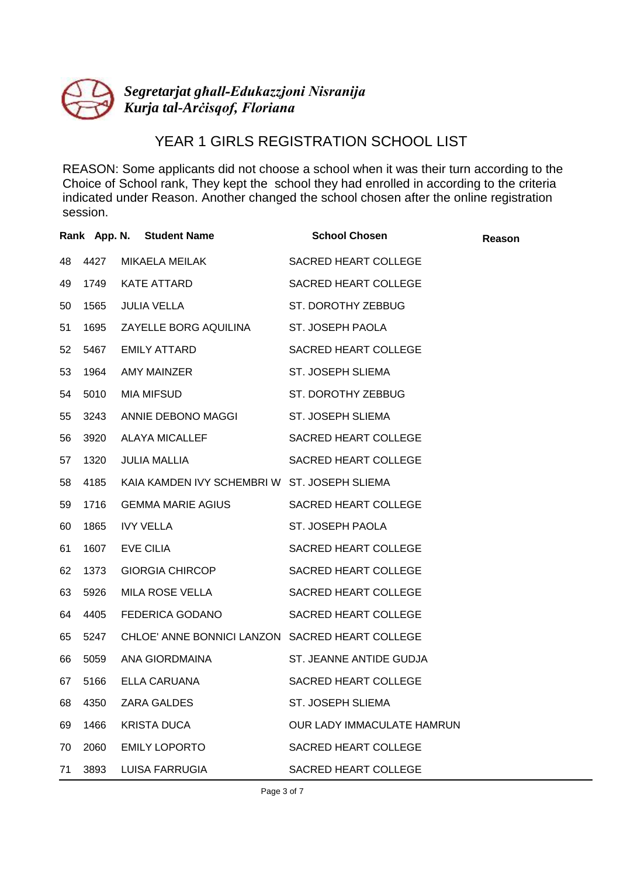*Segretarjat għall-Edukazzjoni Nisranija*
*Kurja tal-Arċisqof, Floriana*

# YEAR 1 GIRLS REGISTRATION SCHOOL LIST

REASON: Some applicants did not choose a school when it was their turn according to the Choice of School rank, They kept the school they had enrolled in according to the criteria indicated under Reason. Another changed the school chosen after the online registration session.

| Rank | App. N. | Student Name | School Chosen | Reason |
|---|---|---|---|---|
| 48 | 4427 | MIKAELA MEILAK | SACRED HEART COLLEGE | |
| 49 | 1749 | KATE ATTARD | SACRED HEART COLLEGE | |
| 50 | 1565 | JULIA VELLA | ST. DOROTHY ZEBBUG | |
| 51 | 1695 | ZAYELLE BORG AQUILINA | ST. JOSEPH PAOLA | |
| 52 | 5467 | EMILY ATTARD | SACRED HEART COLLEGE | |
| 53 | 1964 | AMY MAINZER | ST. JOSEPH SLIEMA | |
| 54 | 5010 | MIA MIFSUD | ST. DOROTHY ZEBBUG | |
| 55 | 3243 | ANNIE DEBONO MAGGI | ST. JOSEPH SLIEMA | |
| 56 | 3920 | ALAYA MICALLEF | SACRED HEART COLLEGE | |
| 57 | 1320 | JULIA MALLIA | SACRED HEART COLLEGE | |
| 58 | 4185 | KAIA KAMDEN IVY SCHEMBRI W | ST. JOSEPH SLIEMA | |
| 59 | 1716 | GEMMA MARIE AGIUS | SACRED HEART COLLEGE | |
| 60 | 1865 | IVY VELLA | ST. JOSEPH PAOLA | |
| 61 | 1607 | EVE CILIA | SACRED HEART COLLEGE | |
| 62 | 1373 | GIORGIA CHIRCOP | SACRED HEART COLLEGE | |
| 63 | 5926 | MILA ROSE VELLA | SACRED HEART COLLEGE | |
| 64 | 4405 | FEDERICA GODANO | SACRED HEART COLLEGE | |
| 65 | 5247 | CHLOE' ANNE BONNICI LANZON | SACRED HEART COLLEGE | |
| 66 | 5059 | ANA GIORDMAINA | ST. JEANNE ANTIDE GUDJA | |
| 67 | 5166 | ELLA CARUANA | SACRED HEART COLLEGE | |
| 68 | 4350 | ZARA GALDES | ST. JOSEPH SLIEMA | |
| 69 | 1466 | KRISTA DUCA | OUR LADY IMMACULATE HAMRUN | |
| 70 | 2060 | EMILY LOPORTO | SACRED HEART COLLEGE | |
| 71 | 3893 | LUISA FARRUGIA | SACRED HEART COLLEGE | |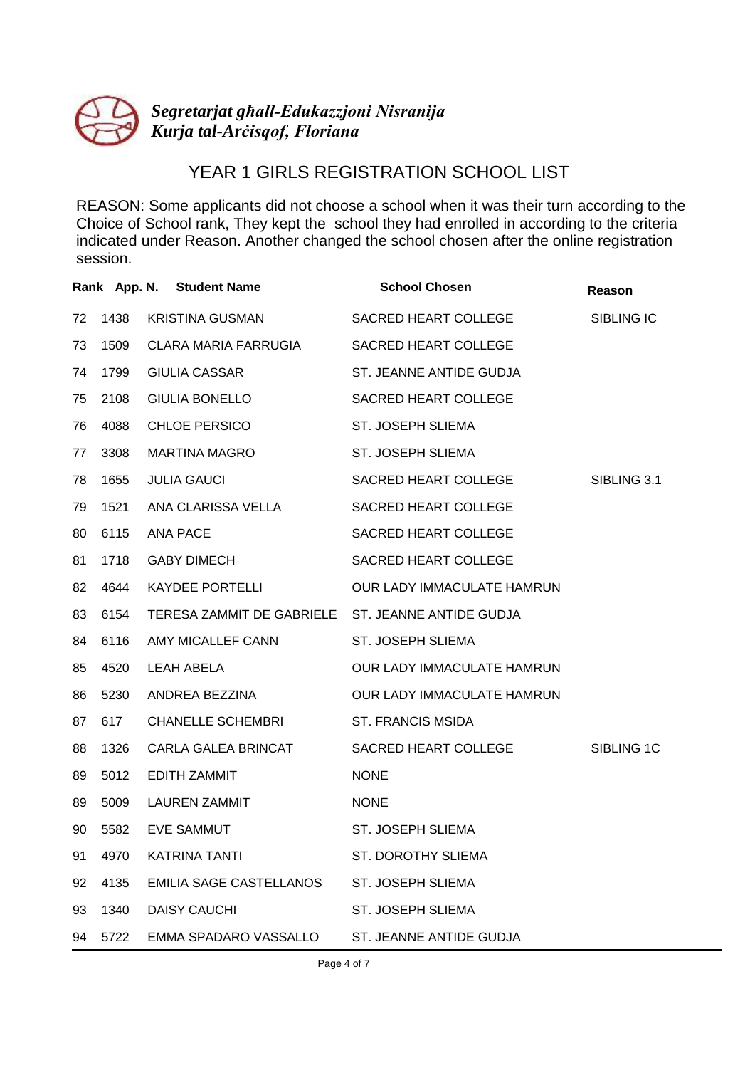*Segretarjat għall-Edukazzjoni Nisranija*
*Kurja tal-Arċisqof, Floriana*

# YEAR 1 GIRLS REGISTRATION SCHOOL LIST

REASON: Some applicants did not choose a school when it was their turn according to the Choice of School rank, They kept the school they had enrolled in according to the criteria indicated under Reason. Another changed the school chosen after the online registration session.

| Rank | App. N. | Student Name | School Chosen | Reason |
|---|---|---|---|---|
| 72 | 1438 | KRISTINA GUSMAN | SACRED HEART COLLEGE | SIBLING IC |
| 73 | 1509 | CLARA MARIA FARRUGIA | SACRED HEART COLLEGE | |
| 74 | 1799 | GIULIA CASSAR | ST. JEANNE ANTIDE GUDJA | |
| 75 | 2108 | GIULIA BONELLO | SACRED HEART COLLEGE | |
| 76 | 4088 | CHLOE PERSICO | ST. JOSEPH SLIEMA | |
| 77 | 3308 | MARTINA MAGRO | ST. JOSEPH SLIEMA | |
| 78 | 1655 | JULIA GAUCI | SACRED HEART COLLEGE | SIBLING 3.1 |
| 79 | 1521 | ANA CLARISSA VELLA | SACRED HEART COLLEGE | |
| 80 | 6115 | ANA PACE | SACRED HEART COLLEGE | |
| 81 | 1718 | GABY DIMECH | SACRED HEART COLLEGE | |
| 82 | 4644 | KAYDEE PORTELLI | OUR LADY IMMACULATE HAMRUN | |
| 83 | 6154 | TERESA ZAMMIT DE GABRIELE | ST. JEANNE ANTIDE GUDJA | |
| 84 | 6116 | AMY MICALLEF CANN | ST. JOSEPH SLIEMA | |
| 85 | 4520 | LEAH ABELA | OUR LADY IMMACULATE HAMRUN | |
| 86 | 5230 | ANDREA BEZZINA | OUR LADY IMMACULATE HAMRUN | |
| 87 | 617 | CHANELLE SCHEMBRI | ST. FRANCIS MSIDA | |
| 88 | 1326 | CARLA GALEA BRINCAT | SACRED HEART COLLEGE | SIBLING 1C |
| 89 | 5012 | EDITH ZAMMIT | NONE | |
| 89 | 5009 | LAUREN ZAMMIT | NONE | |
| 90 | 5582 | EVE SAMMUT | ST. JOSEPH SLIEMA | |
| 91 | 4970 | KATRINA TANTI | ST. DOROTHY SLIEMA | |
| 92 | 4135 | EMILIA SAGE CASTELLANOS | ST. JOSEPH SLIEMA | |
| 93 | 1340 | DAISY CAUCHI | ST. JOSEPH SLIEMA | |
| 94 | 5722 | EMMA SPADARO VASSALLO | ST. JEANNE ANTIDE GUDJA | |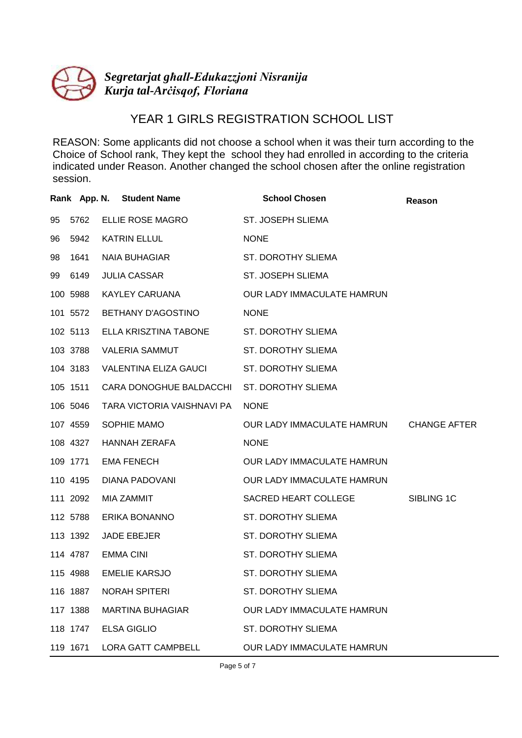*Segretarjat għall-Edukazzjoni Nisranija*
*Kurja tal-Arċisqof, Floriana*

# YEAR 1 GIRLS REGISTRATION SCHOOL LIST

REASON: Some applicants did not choose a school when it was their turn according to the Choice of School rank, They kept the school they had enrolled in according to the criteria indicated under Reason. Another changed the school chosen after the online registration session.

| Rank | App. N. | Student Name | School Chosen | Reason |
|---|---|---|---|---|
| 95 | 5762 | ELLIE ROSE MAGRO | ST. JOSEPH SLIEMA | |
| 96 | 5942 | KATRIN ELLUL | NONE | |
| 98 | 1641 | NAIA BUHAGIAR | ST. DOROTHY SLIEMA | |
| 99 | 6149 | JULIA CASSAR | ST. JOSEPH SLIEMA | |
| 100 | 5988 | KAYLEY CARUANA | OUR LADY IMMACULATE HAMRUN | |
| 101 | 5572 | BETHANY D'AGOSTINO | NONE | |
| 102 | 5113 | ELLA KRISZTINA TABONE | ST. DOROTHY SLIEMA | |
| 103 | 3788 | VALERIA SAMMUT | ST. DOROTHY SLIEMA | |
| 104 | 3183 | VALENTINA ELIZA GAUCI | ST. DOROTHY SLIEMA | |
| 105 | 1511 | CARA DONOGHUE BALDACCHI | ST. DOROTHY SLIEMA | |
| 106 | 5046 | TARA VICTORIA VAISHNAVI PA | NONE | |
| 107 | 4559 | SOPHIE MAMO | OUR LADY IMMACULATE HAMRUN | CHANGE AFTER |
| 108 | 4327 | HANNAH ZERAFA | NONE | |
| 109 | 1771 | EMA FENECH | OUR LADY IMMACULATE HAMRUN | |
| 110 | 4195 | DIANA PADOVANI | OUR LADY IMMACULATE HAMRUN | |
| 111 | 2092 | MIA ZAMMIT | SACRED HEART COLLEGE | SIBLING 1C |
| 112 | 5788 | ERIKA BONANNO | ST. DOROTHY SLIEMA | |
| 113 | 1392 | JADE EBEJER | ST. DOROTHY SLIEMA | |
| 114 | 4787 | EMMA CINI | ST. DOROTHY SLIEMA | |
| 115 | 4988 | EMELIE KARSJO | ST. DOROTHY SLIEMA | |
| 116 | 1887 | NORAH SPITERI | ST. DOROTHY SLIEMA | |
| 117 | 1388 | MARTINA BUHAGIAR | OUR LADY IMMACULATE HAMRUN | |
| 118 | 1747 | ELSA GIGLIO | ST. DOROTHY SLIEMA | |
| 119 | 1671 | LORA GATT CAMPBELL | OUR LADY IMMACULATE HAMRUN | |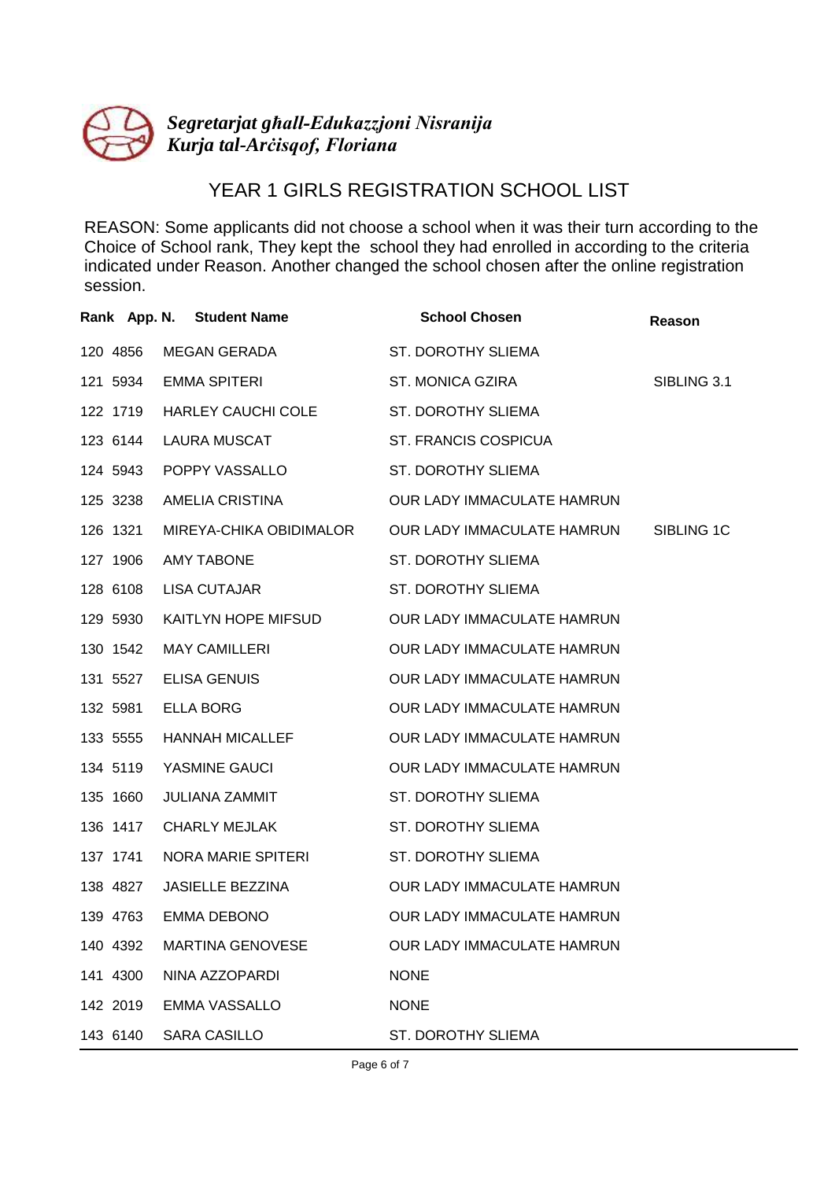*Segretarjat għall-Edukazzjoni Nisranija*
*Kurja tal-Arċisqof, Floriana*

# YEAR 1 GIRLS REGISTRATION SCHOOL LIST

REASON: Some applicants did not choose a school when it was their turn according to the Choice of School rank, They kept the school they had enrolled in according to the criteria indicated under Reason. Another changed the school chosen after the online registration session.

| Rank | App. N. | Student Name | School Chosen | Reason |
|---|---|---|---|---|
| 120 | 4856 | MEGAN GERADA | ST. DOROTHY SLIEMA | |
| 121 | 5934 | EMMA SPITERI | ST. MONICA GZIRA | SIBLING 3.1 |
| 122 | 1719 | HARLEY CAUCHI COLE | ST. DOROTHY SLIEMA | |
| 123 | 6144 | LAURA MUSCAT | ST. FRANCIS COSPICUA | |
| 124 | 5943 | POPPY VASSALLO | ST. DOROTHY SLIEMA | |
| 125 | 3238 | AMELIA CRISTINA | OUR LADY IMMACULATE HAMRUN | |
| 126 | 1321 | MIREYA-CHIKA OBIDIMALOR | OUR LADY IMMACULATE HAMRUN | SIBLING 1C |
| 127 | 1906 | AMY TABONE | ST. DOROTHY SLIEMA | |
| 128 | 6108 | LISA CUTAJAR | ST. DOROTHY SLIEMA | |
| 129 | 5930 | KAITLYN HOPE MIFSUD | OUR LADY IMMACULATE HAMRUN | |
| 130 | 1542 | MAY CAMILLERI | OUR LADY IMMACULATE HAMRUN | |
| 131 | 5527 | ELISA GENUIS | OUR LADY IMMACULATE HAMRUN | |
| 132 | 5981 | ELLA BORG | OUR LADY IMMACULATE HAMRUN | |
| 133 | 5555 | HANNAH MICALLEF | OUR LADY IMMACULATE HAMRUN | |
| 134 | 5119 | YASMINE GAUCI | OUR LADY IMMACULATE HAMRUN | |
| 135 | 1660 | JULIANA ZAMMIT | ST. DOROTHY SLIEMA | |
| 136 | 1417 | CHARLY MEJLAK | ST. DOROTHY SLIEMA | |
| 137 | 1741 | NORA MARIE SPITERI | ST. DOROTHY SLIEMA | |
| 138 | 4827 | JASIELLE BEZZINA | OUR LADY IMMACULATE HAMRUN | |
| 139 | 4763 | EMMA DEBONO | OUR LADY IMMACULATE HAMRUN | |
| 140 | 4392 | MARTINA GENOVESE | OUR LADY IMMACULATE HAMRUN | |
| 141 | 4300 | NINA AZZOPARDI | NONE | |
| 142 | 2019 | EMMA VASSALLO | NONE | |
| 143 | 6140 | SARA CASILLO | ST. DOROTHY SLIEMA | |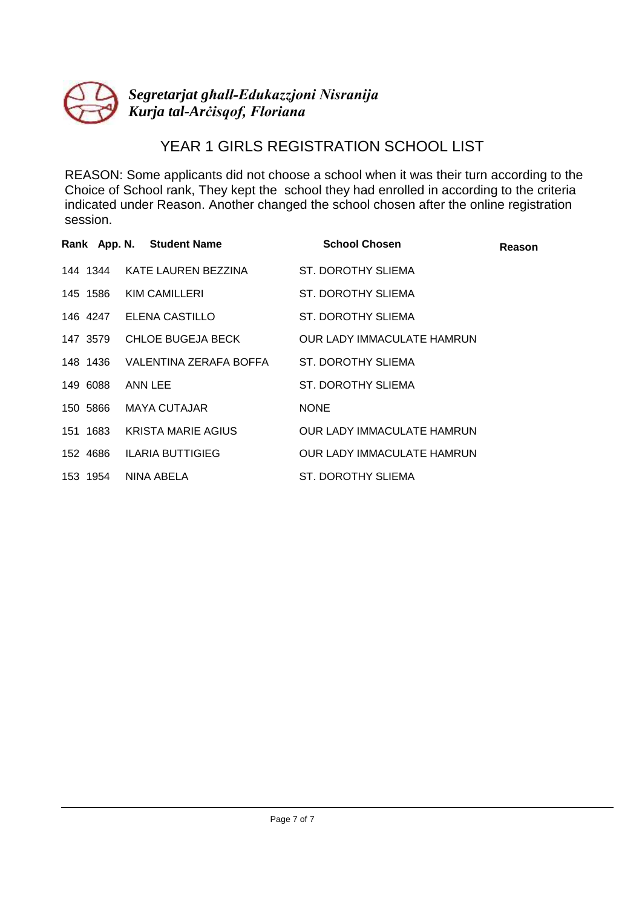*Segretarjat għall-Edukazzjoni Nisranija*
*Kurja tal-Arċisqof, Floriana*

# YEAR 1 GIRLS REGISTRATION SCHOOL LIST

REASON: Some applicants did not choose a school when it was their turn according to the Choice of School rank, They kept the school they had enrolled in according to the criteria indicated under Reason. Another changed the school chosen after the online registration session.

| Rank | App. N. | Student Name | School Chosen | Reason |
|---|---|---|---|---|
| 144 | 1344 | KATE LAUREN BEZZINA | ST. DOROTHY SLIEMA | |
| 145 | 1586 | KIM CAMILLERI | ST. DOROTHY SLIEMA | |
| 146 | 4247 | ELENA CASTILLO | ST. DOROTHY SLIEMA | |
| 147 | 3579 | CHLOE BUGEJA BECK | OUR LADY IMMACULATE HAMRUN | |
| 148 | 1436 | VALENTINA ZERAFA BOFFA | ST. DOROTHY SLIEMA | |
| 149 | 6088 | ANN LEE | ST. DOROTHY SLIEMA | |
| 150 | 5866 | MAYA CUTAJAR | NONE | |
| 151 | 1683 | KRISTA MARIE AGIUS | OUR LADY IMMACULATE HAMRUN | |
| 152 | 4686 | ILARIA BUTTIGIEG | OUR LADY IMMACULATE HAMRUN | |
| 153 | 1954 | NINA ABELA | ST. DOROTHY SLIEMA | |